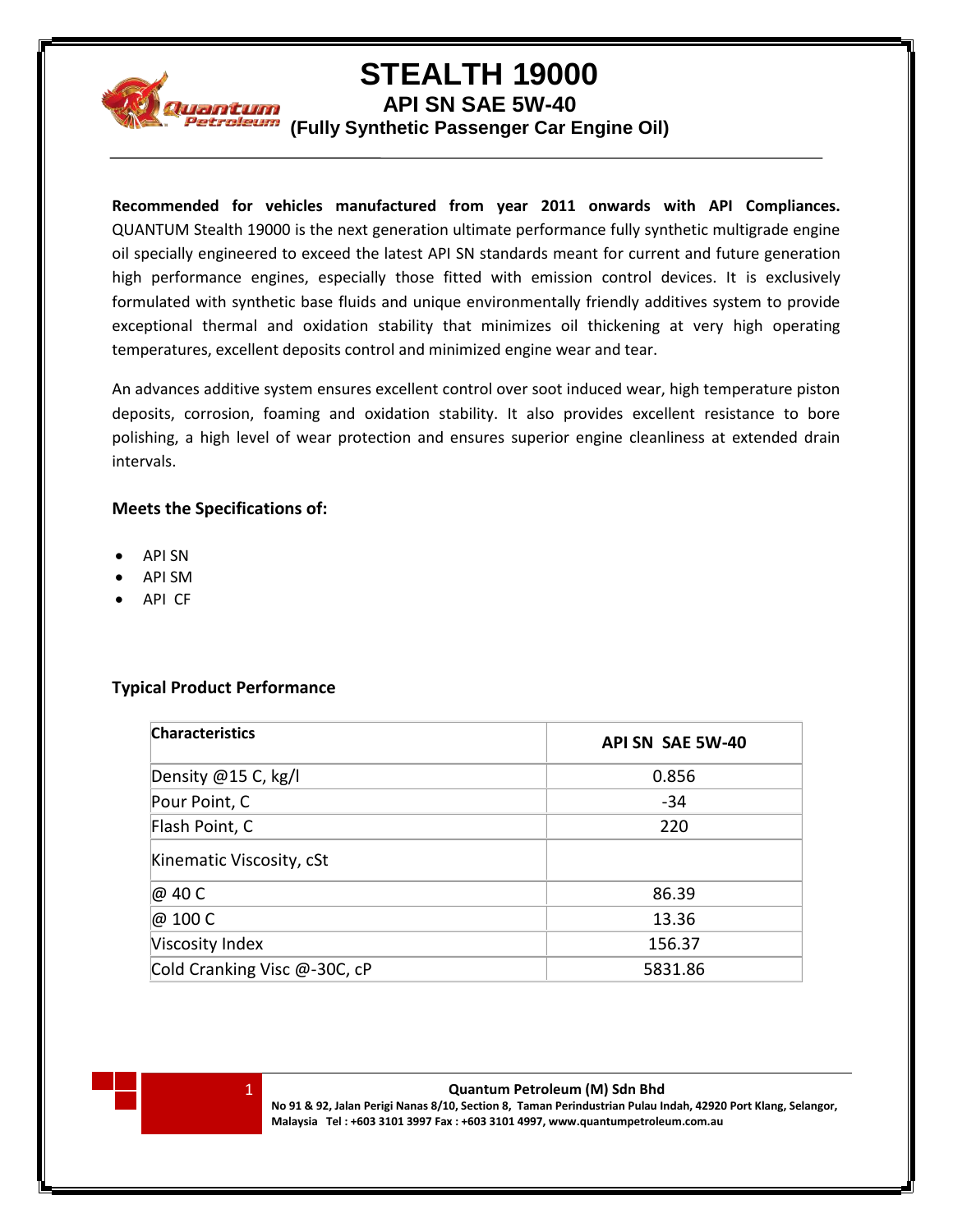# STEALTH 19000

## API SN SAE 5W-40

### (Fully Synthetic Passenger Car Engine Oil)

**Recommended for vehicles manufactured from year 2011 onwards with API Compliances.** QUANTUM Stealth 19000 is the next generation ultimate performance fully synthetic multigrade engine oil specially engineered to exceed the latest API SN standards meant for current and future generation high performance engines, especially those fitted with emission control devices. It is exclusively formulated with synthetic base fluids and unique environmentally friendly additives system to provide exceptional thermal and oxidation stability that minimizes oil thickening at very high operating temperatures, excellent deposits control and minimized engine wear and tear.

An advances additive system ensures excellent control over soot induced wear, high temperature piston deposits, corrosion, foaming and oxidation stability. It also provides excellent resistance to bore polishing, a high level of wear protection and ensures superior engine cleanliness at extended drain intervals.

**Meets the Specifications of:**

- API SN
- API SM
- API CF

**Typical Product Performance**

| Characteristics | API SN SAE 5W-40 |
|---|---|
| Density @15 C, kg/l | 0.856 |
| Pour Point, C | -34 |
| Flash Point, C | 220 |
| Kinematic Viscosity, cSt | |
| @ 40 C | 86.39 |
| @ 100 C | 13.36 |
| Viscosity Index | 156.37 |
| Cold Cranking Visc @-30C, cP | 5831.86 |

**Quantum Petroleum (M) Sdn Bhd**

**No 91 & 92, Jalan Perigi Nanas 8/10, Section 8, Taman Perindustrian Pulau Indah, 42920 Port Klang, Selangor, Malaysia Tel : +603 3101 3997 Fax : +603 3101 4997, www.quantumpetroleum.com.au**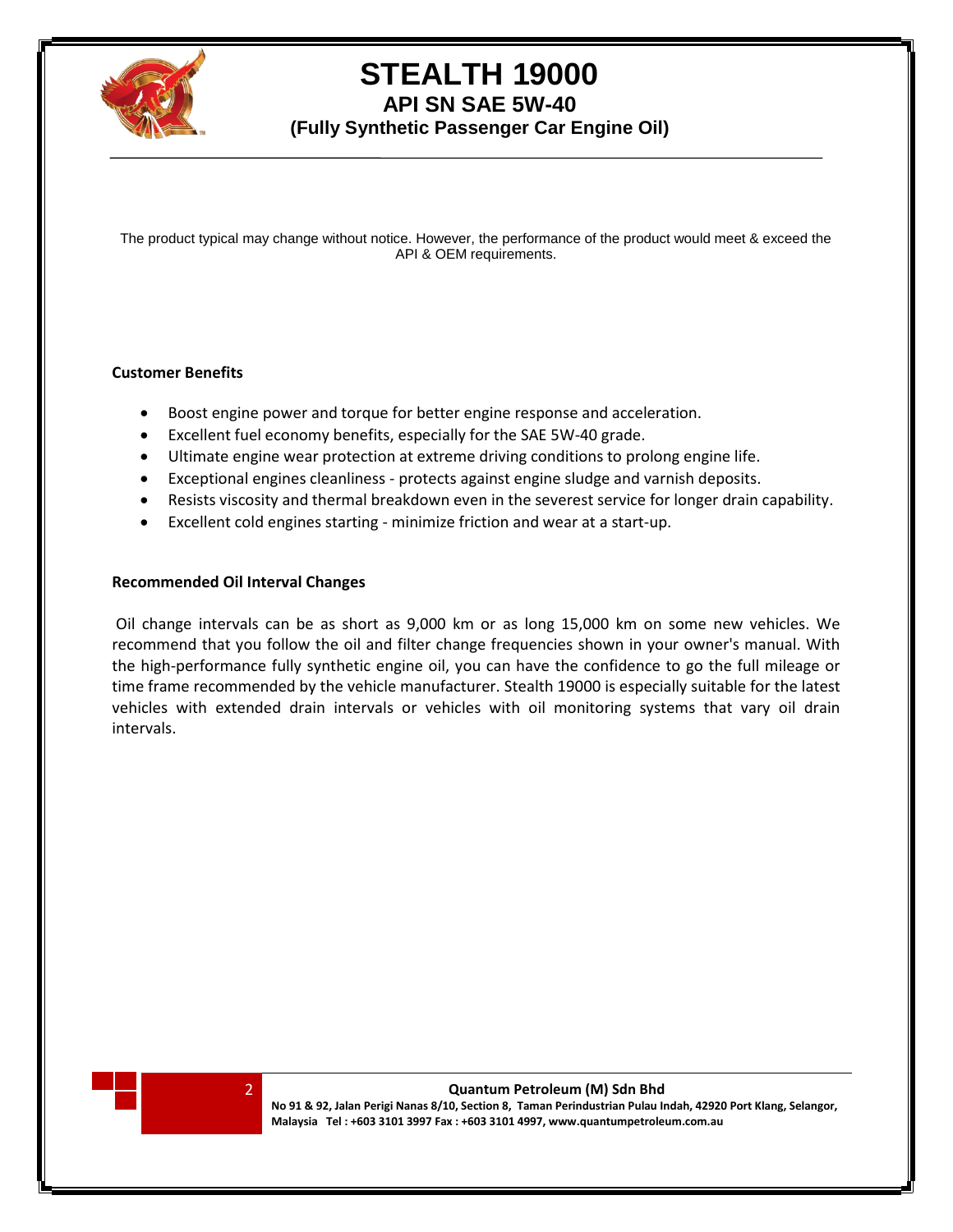# STEALTH 19000

## API SN SAE 5W-40

### (Fully Synthetic Passenger Car Engine Oil)

The product typical may change without notice. However, the performance of the product would meet & exceed the API & OEM requirements.

**Customer Benefits**

- Boost engine power and torque for better engine response and acceleration.
- Excellent fuel economy benefits, especially for the SAE 5W-40 grade.
- Ultimate engine wear protection at extreme driving conditions to prolong engine life.
- Exceptional engines cleanliness - protects against engine sludge and varnish deposits.
- Resists viscosity and thermal breakdown even in the severest service for longer drain capability.
- Excellent cold engines starting - minimize friction and wear at a start-up.

**Recommended Oil Interval Changes**

Oil change intervals can be as short as 9,000 km or as long 15,000 km on some new vehicles. We recommend that you follow the oil and filter change frequencies shown in your owner's manual. With the high-performance fully synthetic engine oil, you can have the confidence to go the full mileage or time frame recommended by the vehicle manufacturer. Stealth 19000 is especially suitable for the latest vehicles with extended drain intervals or vehicles with oil monitoring systems that vary oil drain intervals.

**Quantum Petroleum (M) Sdn Bhd**
**No 91 & 92, Jalan Perigi Nanas 8/10, Section 8, Taman Perindustrian Pulau Indah, 42920 Port Klang, Selangor, Malaysia Tel : +603 3101 3997 Fax : +603 3101 4997, www.quantumpetroleum.com.au**